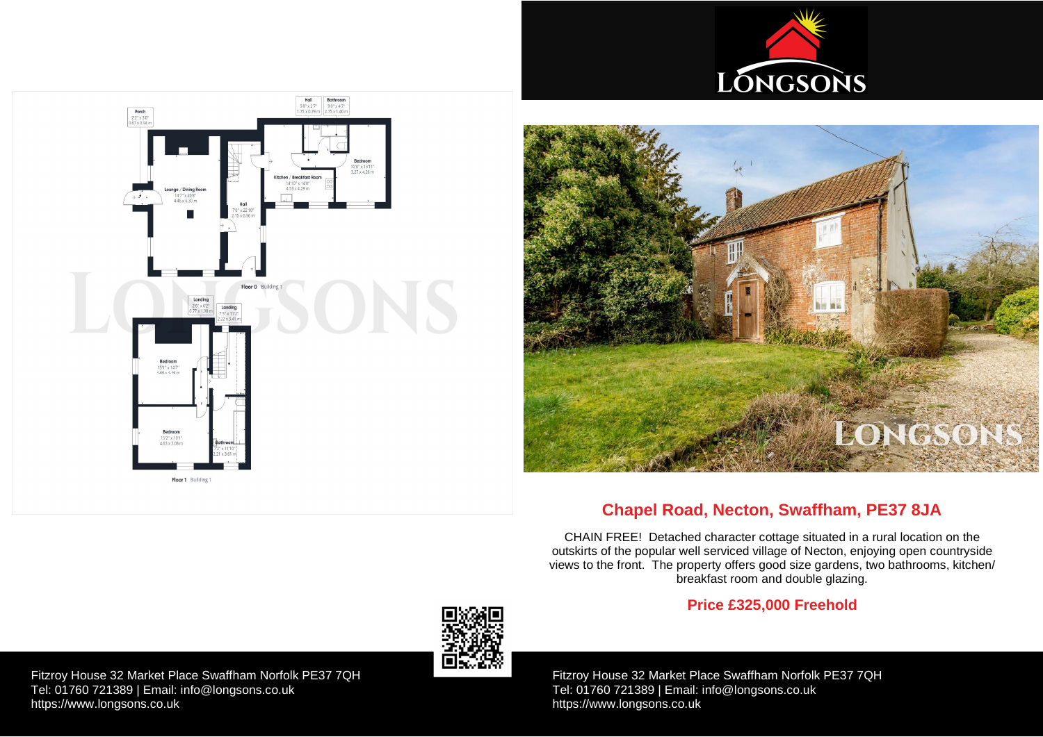## Chapel Road, Necton, Swaffham, PE37 8JA

CHAIN FREE! Detached character cottage situated in a rural location on the outskirts of the popular well serviced village of Necton, enjoying open countryside views to the front. The property offers good size gardens, two bathrooms, kitchen/ breakfast room and double glazing.

**Price £325,000 Freehold**

Porch 2'2" x 3'1" 0.67 x 0.94 m

Hall 5'8" x 2'7" 1.75 x 0.79 m

Bathroom 9'0" x 4'7" 2.75 x 1.40 m

Bedroom 10'8" x 13'11" 3.27 x 4.26 m

Kitchen / Breakfast Room 14'10" x 14'0" 4.53 x 4.29 m

Lounge / Dining Room 14'7" x 20'8" 4.46 x 6.30 m

Hall 7'0" x 22'10" 2.15 x 6.96 m

Floor 0 Building 1

Landing 2'6" x 6'2" 0.77 x 1.90 m

Landing 7'3" x 11'2" 2.22 x 3.41 m

Bedroom 15'1" x 14'7" 4.60 x 4.46 m

Bedroom 15'2" x 10'1" 4.63 x 3.08 m

Bathroom 7'2" x 11'10" 2.21 x 3.61 m

Floor 1 Building 1

Fitzroy House 32 Market Place Swaffham Norfolk PE37 7QH
Tel: 01760 721389 | Email: info@longsons.co.uk
https://www.longsons.co.uk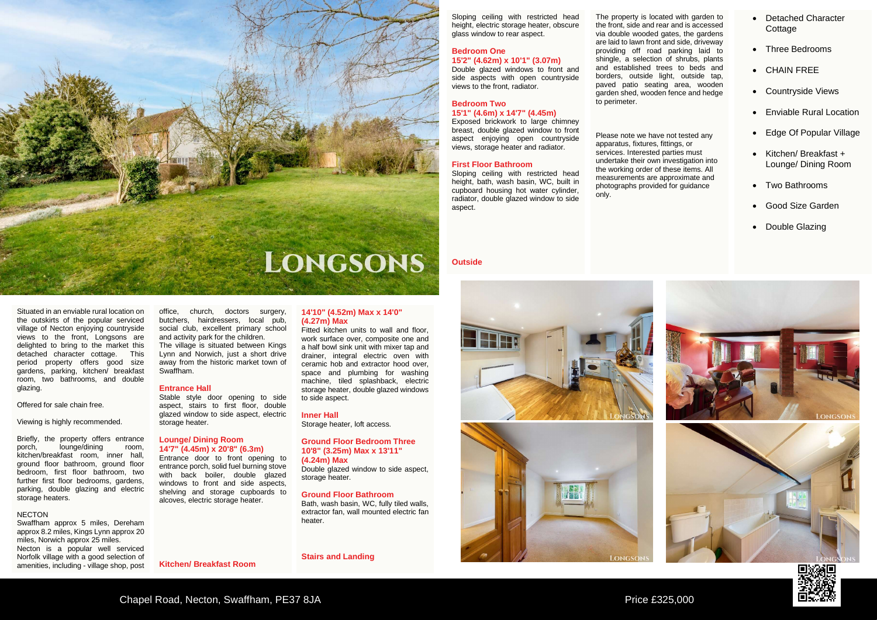Situated in an enviable rural location on the outskirts of the popular serviced village of Necton enjoying countryside views to the front, Longsons are delighted to bring to the market this detached character cottage. This period property offers good size gardens, parking, kitchen/ breakfast room, two bathrooms, and double glazing.

Offered for sale chain free.

Viewing is highly recommended.

Briefly, the property offers entrance porch, lounge/dining room, kitchen/breakfast room, inner hall, ground floor bathroom, ground floor bedroom, first floor bathroom, two further first floor bedrooms, gardens, parking, double glazing and electric storage heaters.

NECTON
Swaffham approx 5 miles, Dereham approx 8.2 miles, Kings Lynn approx 20 miles, Norwich approx 25 miles.
Necton is a popular well serviced Norfolk village with a good selection of amenities, including - village shop, post office, church, doctors surgery, butchers, hairdressers, local pub, social club, excellent primary school and activity park for the children.
The village is situated between Kings Lynn and Norwich, just a short drive away from the historic market town of Swaffham.

## Entrance Hall

Stable style door opening to side aspect, stairs to first floor, double glazed window to side aspect, electric storage heater.

## Lounge/ Dining Room
### 14'7" (4.45m) x 20'8" (6.3m)

Entrance door to front opening to entrance porch, solid fuel burning stove with back boiler, double glazed windows to front and side aspects, shelving and storage cupboards to alcoves, electric storage heater.

## Kitchen/ Breakfast Room
### 14'10" (4.52m) Max x 14'0" (4.27m) Max

Fitted kitchen units to wall and floor, work surface over, composite one and a half bowl sink unit with mixer tap and drainer, integral electric oven with ceramic hob and extractor hood over, space and plumbing for washing machine, tiled splashback, electric storage heater, double glazed windows to side aspect.

## Inner Hall

Storage heater, loft access.

## Ground Floor Bedroom Three
### 10'8" (3.25m) Max x 13'11" (4.24m) Max

Double glazed window to side aspect, storage heater.

## Ground Floor Bathroom

Bath, wash basin, WC, fully tiled walls, extractor fan, wall mounted electric fan heater.

## Stairs and Landing

Sloping ceiling with restricted head height, electric storage heater, obscure glass window to rear aspect.

## Bedroom One
### 15'2" (4.62m) x 10'1" (3.07m)

Double glazed windows to front and side aspects with open countryside views to the front, radiator.

## Bedroom Two
### 15'1" (4.6m) x 14'7" (4.45m)

Exposed brickwork to large chimney breast, double glazed window to front aspect enjoying open countryside views, storage heater and radiator.

## First Floor Bathroom

Sloping ceiling with restricted head height, bath, wash basin, WC, built in cupboard housing hot water cylinder, radiator, double glazed window to side aspect.

## Outside

The property is located with garden to the front, side and rear and is accessed via double wooded gates, the gardens are laid to lawn front and side, driveway providing off road parking laid to shingle, a selection of shrubs, plants and established trees to beds and borders, outside light, outside tap, paved patio seating area, wooden garden shed, wooden fence and hedge to perimeter.

Please note we have not tested any apparatus, fixtures, fittings, or services. Interested parties must undertake their own investigation into the working order of these items. All measurements are approximate and photographs provided for guidance only.

- Detached Character Cottage
- Three Bedrooms
- CHAIN FREE
- Countryside Views
- Enviable Rural Location
- Edge Of Popular Village
- Kitchen/ Breakfast + Lounge/ Dining Room
- Two Bathrooms
- Good Size Garden
- Double Glazing

Chapel Road, Necton, Swaffham, PE37 8JA

Price £325,000